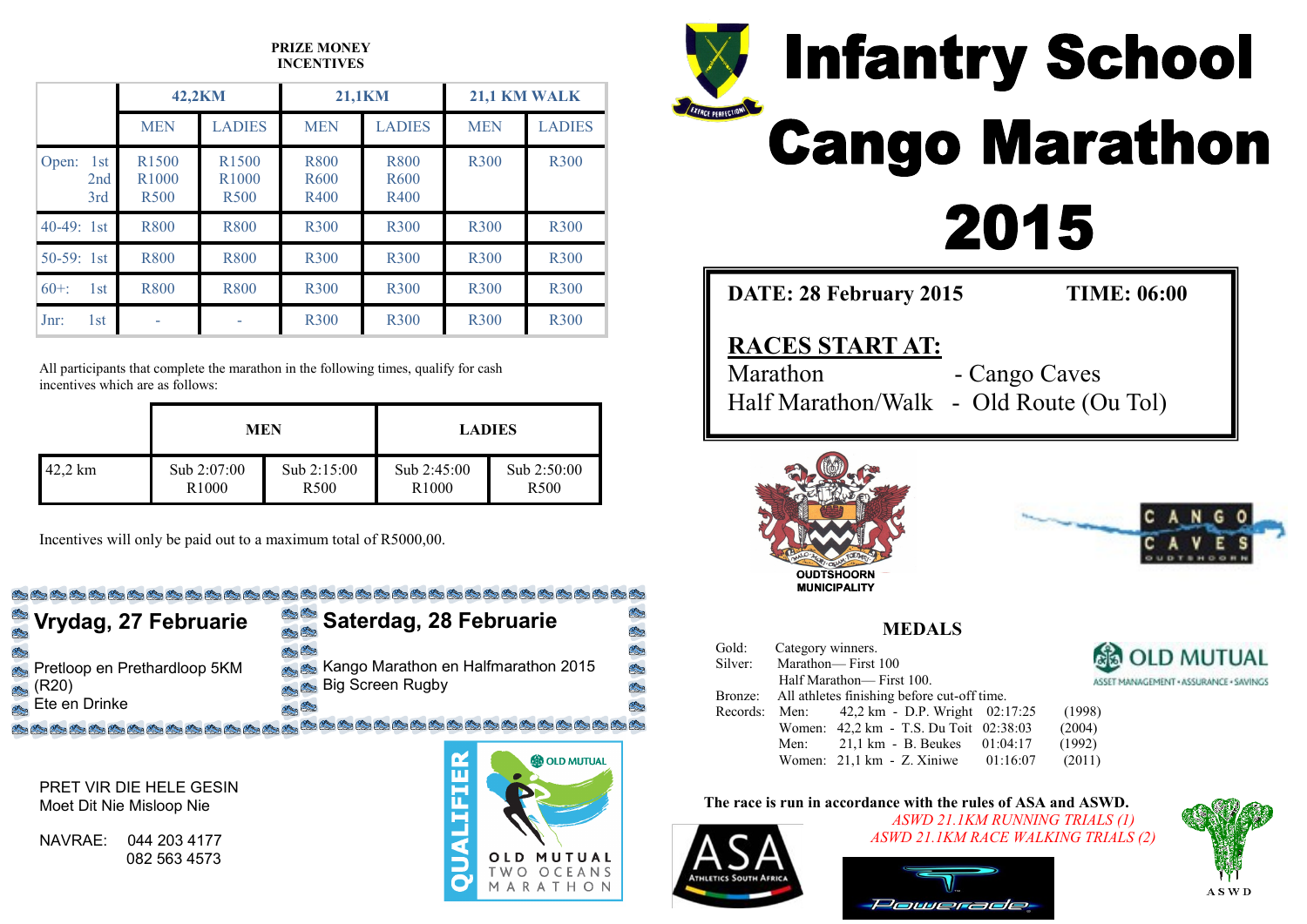# Infantry School Cango Marathon 2015

**DATE: 28 February 2015** **TIME: 06:00**

**RACES START AT:**

Marathon - Cango Caves

Half Marathon/Walk - Old Route (Ou Tol)

OUDTSHOORN MUNICIPALITY

CANGO CAVES OUDTSHOORN

**PRIZE MONEY INCENTIVES**

| | 42,2KM | | 21,1KM | | 21,1 KM WALK | |
|---|---|---|---|---|---|---|
| | MEN | LADIES | MEN | LADIES | MEN | LADIES |
| Open: 1st 2nd 3rd | R1500 R1000 R500 | R1500 R1000 R500 | R800 R600 R400 | R800 R600 R400 | R300 | R300 |
| 40-49: 1st | R800 | R800 | R300 | R300 | R300 | R300 |
| 50-59: 1st | R800 | R800 | R300 | R300 | R300 | R300 |
| 60+: 1st | R800 | R800 | R300 | R300 | R300 | R300 |
| Jnr: 1st | - | - | R300 | R300 | R300 | R300 |

All participants that complete the marathon in the following times, qualify for cash incentives which are as follows:

| | MEN | | LADIES | |
|---|---|---|---|---|
| 42,2 km | Sub 2:07:00 R1000 | Sub 2:15:00 R500 | Sub 2:45:00 R1000 | Sub 2:50:00 R500 |

Incentives will only be paid out to a maximum total of R5000,00.

**Vrydag, 27 Februarie**

Pretloop en Prethardloop 5KM (R20)
Ete en Drinke

**Saterdag, 28 Februarie**

Kango Marathon en Halfmarathon 2015
Big Screen Rugby

PRET VIR DIE HELE GESIN
Moet Dit Nie Misloop Nie

NAVRAE: 044 203 4177
082 563 4573

QUALIFIER — OLD MUTUAL TWO OCEANS MARATHON

## MEDALS

Gold: Category winners.
Silver: Marathon— First 100
Half Marathon— First 100.
Bronze: All athletes finishing before cut-off time.
Records:

| | | | | |
|---|---|---|---|---|
| Men: | 42,2 km - D.P. Wright | 02:17:25 | (1998) |
| Women: | 42,2 km - T.S. Du Toit | 02:38:03 | (2004) |
| Men: | 21,1 km - B. Beukes | 01:04:17 | (1992) |
| Women: | 21,1 km - Z. Xiniwe | 01:16:07 | (2011) |

OLD MUTUAL — ASSET MANAGEMENT • ASSURANCE • SAVINGS

**The race is run in accordance with the rules of ASA and ASWD.**

*ASWD 21.1KM RUNNING TRIALS (1)*
*ASWD 21.1KM RACE WALKING TRIALS (2)*

ASA Athletics South Africa — Powerade — ASWD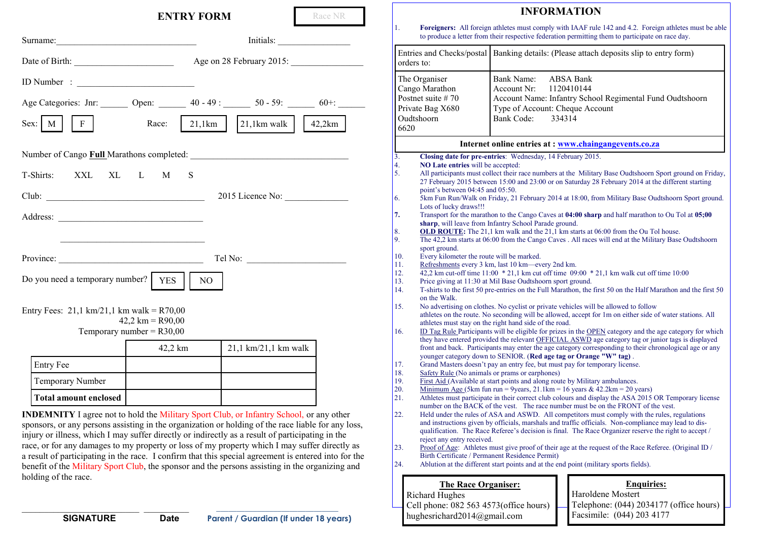# ENTRY FORM

Race NR

Surname: ______________________________ Initials: ______________

Date of Birth: ____________________ Age on 28 February 2015: ______________

ID Number : ______________________

Age Categories: Jnr: ______ Open: ______ 40 - 49 : ______ 50 - 59: ______ 60+: ______

Sex: M F Race: 21,1km 21,1km walk 42,2km

Number of Cango **Full** Marathons completed: ______________________________

T-Shirts: XXL XL L M S

Club: ______________________________ 2015 Licence No: ______________

Address: ______________________________

______________________________

Province: ______________________________ Tel No: ______________________

Do you need a temporary number? YES NO

Entry Fees: 21,1 km/21,1 km walk = R70,00
42,2 km = R90,00
Temporary number = R30,00

| | 42,2 km | 21,1 km/21,1 km walk |
|---|---|---|
| Entry Fee | | |
| Temporary Number | | |
| **Total amount enclosed** | | |

**INDEMNITY** I agree not to hold the Military Sport Club, or Infantry School, or any other sponsors, or any persons assisting in the organization or holding of the race liable for any loss, injury or illness, which I may suffer directly or indirectly as a result of participating in the race, or for any damages to my property or loss of my property which I may suffer directly as a result of participating in the race. I confirm that this special agreement is entered into for the benefit of the Military Sport Club, the sponsor and the persons assisting in the organizing and holding of the race.

**SIGNATURE** **Date** **Parent / Guardian (If under 18 years)**

# INFORMATION

1. **Foreigners:** All foreign athletes must comply with IAAF rule 142 and 4.2. Foreign athletes must be able to produce a letter from their respective federation permitting them to participate on race day.

| Entries and Checks/postal orders to: | Banking details: (Please attach deposits slip to entry form) |
|---|---|
| The Organiser<br>Cango Marathon<br>Postnet suite # 70<br>Private Bag X680<br>Oudtshoorn<br>6620 | Bank Name: ABSA Bank<br>Account Nr: 1120410144<br>Account Name: Infantry School Regimental Fund Oudtshoorn<br>Type of Account: Cheque Account<br>Bank Code: 334314 |

**Internet online entries at : www.chaingangevents.co.za**

3. **Closing date for pre-entries**: Wednesday, 14 February 2015.
4. **NO Late entries** will be accepted:
5. All participants must collect their race numbers at the Military Base Oudtshoorn Sport ground on Friday, 27 February 2015 between 15:00 and 23:00 or on Saturday 28 February 2014 at the different starting point's between 04:45 and 05:50.
6. 5km Fun Run/Walk on Friday, 21 February 2014 at 18:00, from Military Base Oudtshoorn Sport ground. Lots of lucky draws!!!
7. Transport for the marathon to the Cango Caves at **04:00 sharp** and half marathon to Ou Tol at **05;00 sharp**, will leave from Infantry School Parade ground.
8. **OLD ROUTE:** The 21,1 km walk and the 21,1 km starts at 06:00 from the Ou Tol house.
9. The 42,2 km starts at 06:00 from the Cango Caves . All races will end at the Military Base Oudtshoorn sport ground.
10. Every kilometer the route will be marked.
11. Refreshments every 3 km, last 10 km—every 2nd km.
12. 42,2 km cut-off time 11:00 * 21,1 km cut off time 09:00 * 21,1 km walk cut off time 10:00
13. Price giving at 11:30 at Mil Base Oudtshoorn sport ground.
14. T-shirts to the first 50 pre-entries on the Full Marathon, the first 50 on the Half Marathon and the first 50 on the Walk.
15. No advertising on clothes. No cyclist or private vehicles will be allowed to follow athletes on the route. No seconding will be allowed, accept for 1m on either side of water stations. All athletes must stay on the right hand side of the road.
16. ID Tag Rule Participants will be eligible for prizes in the OPEN category and the age category for which they have entered provided the relevant OFFICIAL ASWD age category tag or junior tags is displayed front and back. Participants may enter the age category corresponding to their chronological age or any younger category down to SENIOR. (**Red age tag or Orange "W" tag)** .
17. Grand Masters doesn't pay an entry fee, but must pay for temporary license.
18. Safety Rule (No animals or prams or earphones)
19. First Aid (Available at start points and along route by Military ambulances.
20. Minimum Age (5km fun run = 9years, 21.1km = 16 years & 42.2km = 20 years)
21. Athletes must participate in their correct club colours and display the ASA 2015 OR Temporary license number on the BACK of the vest. The race number must be on the FRONT of the vest.
22. Held under the rules of ASA and ASWD. All competitors must comply with the rules, regulations and instructions given by officials, marshals and traffic officials. Non-compliance may lead to disqualification. The Race Referee's decision is final. The Race Organizer reserve the right to accept / reject any entry received.
23. Proof of Age: Athletes must give proof of their age at the request of the Race Referee. (Original ID / Birth Certificate / Permanent Residence Permit)
24. Ablution at the different start points and at the end point (military sports fields).

**The Race Organiser:**
Richard Hughes
Cell phone: 082 563 4573(office hours)
hughesrichard2014@gmail.com

**Enquiries:**
Haroldene Mostert
Telephone: (044) 2034177 (office hours)
Facsimile: (044) 203 4177